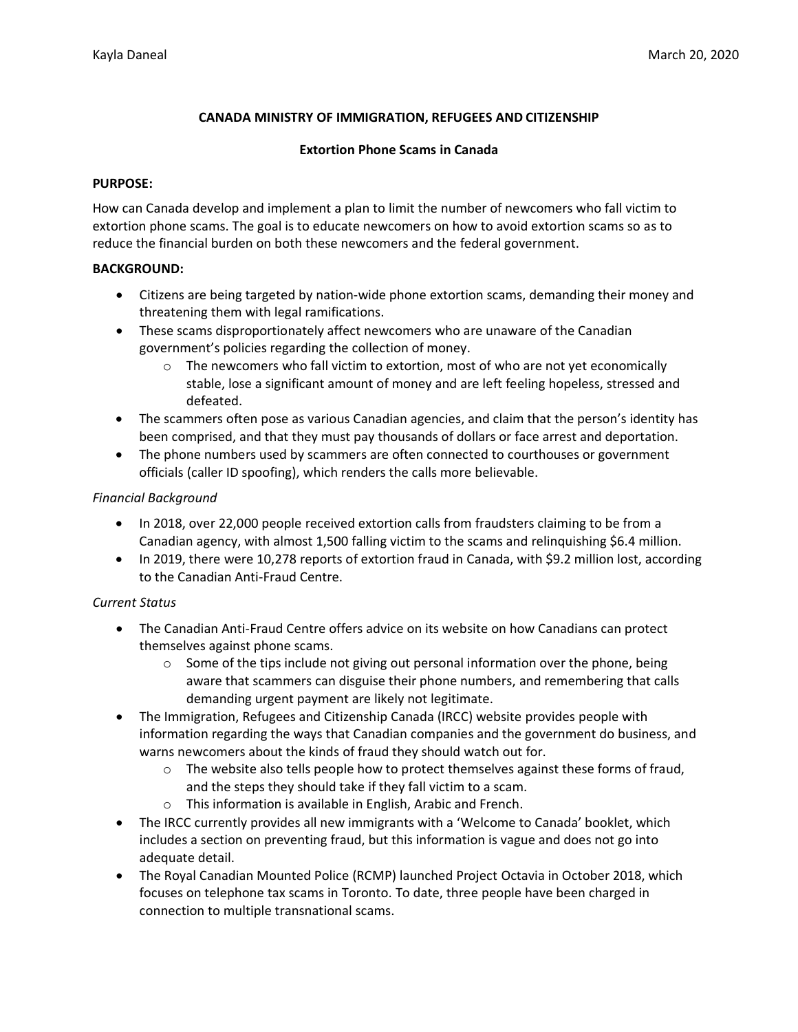Kayla Daneal March 20, 2020

**CANADA MINISTRY OF IMMIGRATION, REFUGEES AND CITIZENSHIP**

**Extortion Phone Scams in Canada**

**PURPOSE:**

How can Canada develop and implement a plan to limit the number of newcomers who fall victim to extortion phone scams. The goal is to educate newcomers on how to avoid extortion scams so as to reduce the financial burden on both these newcomers and the federal government.

**BACKGROUND:**

- Citizens are being targeted by nation-wide phone extortion scams, demanding their money and threatening them with legal ramifications.
- These scams disproportionately affect newcomers who are unaware of the Canadian government's policies regarding the collection of money.
  - The newcomers who fall victim to extortion, most of who are not yet economically stable, lose a significant amount of money and are left feeling hopeless, stressed and defeated.
- The scammers often pose as various Canadian agencies, and claim that the person's identity has been comprised, and that they must pay thousands of dollars or face arrest and deportation.
- The phone numbers used by scammers are often connected to courthouses or government officials (caller ID spoofing), which renders the calls more believable.

*Financial Background*

- In 2018, over 22,000 people received extortion calls from fraudsters claiming to be from a Canadian agency, with almost 1,500 falling victim to the scams and relinquishing $6.4 million.
- In 2019, there were 10,278 reports of extortion fraud in Canada, with $9.2 million lost, according to the Canadian Anti-Fraud Centre.

*Current Status*

- The Canadian Anti-Fraud Centre offers advice on its website on how Canadians can protect themselves against phone scams.
  - Some of the tips include not giving out personal information over the phone, being aware that scammers can disguise their phone numbers, and remembering that calls demanding urgent payment are likely not legitimate.
- The Immigration, Refugees and Citizenship Canada (IRCC) website provides people with information regarding the ways that Canadian companies and the government do business, and warns newcomers about the kinds of fraud they should watch out for.
  - The website also tells people how to protect themselves against these forms of fraud, and the steps they should take if they fall victim to a scam.
  - This information is available in English, Arabic and French.
- The IRCC currently provides all new immigrants with a 'Welcome to Canada' booklet, which includes a section on preventing fraud, but this information is vague and does not go into adequate detail.
- The Royal Canadian Mounted Police (RCMP) launched Project Octavia in October 2018, which focuses on telephone tax scams in Toronto. To date, three people have been charged in connection to multiple transnational scams.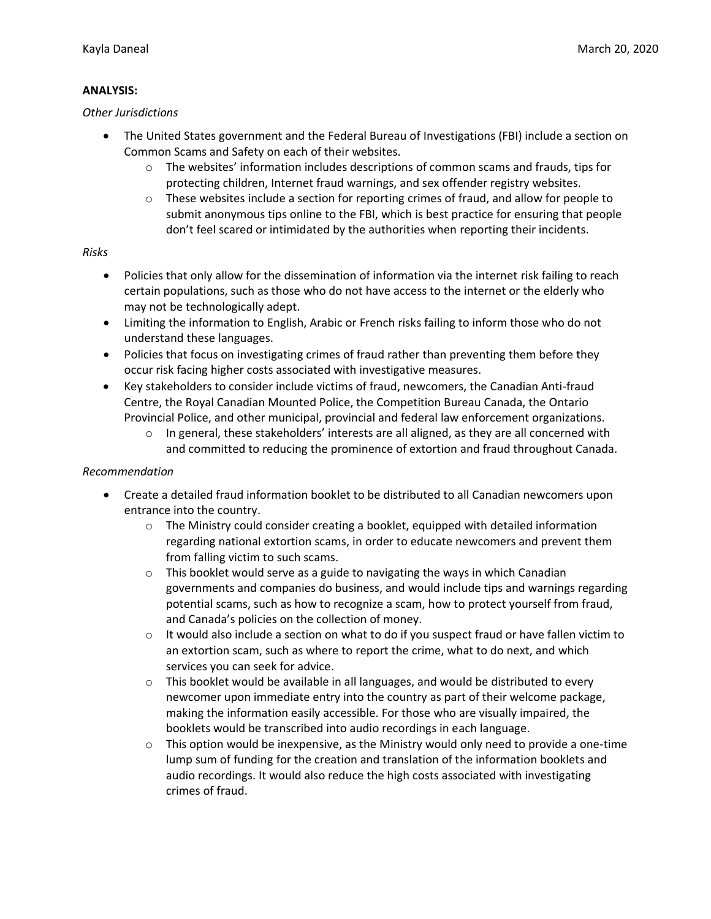**ANALYSIS:**

*Other Jurisdictions*

- The United States government and the Federal Bureau of Investigations (FBI) include a section on Common Scams and Safety on each of their websites.
    - The websites' information includes descriptions of common scams and frauds, tips for protecting children, Internet fraud warnings, and sex offender registry websites.
    - These websites include a section for reporting crimes of fraud, and allow for people to submit anonymous tips online to the FBI, which is best practice for ensuring that people don't feel scared or intimidated by the authorities when reporting their incidents.

*Risks*

- Policies that only allow for the dissemination of information via the internet risk failing to reach certain populations, such as those who do not have access to the internet or the elderly who may not be technologically adept.
- Limiting the information to English, Arabic or French risks failing to inform those who do not understand these languages.
- Policies that focus on investigating crimes of fraud rather than preventing them before they occur risk facing higher costs associated with investigative measures.
- Key stakeholders to consider include victims of fraud, newcomers, the Canadian Anti-fraud Centre, the Royal Canadian Mounted Police, the Competition Bureau Canada, the Ontario Provincial Police, and other municipal, provincial and federal law enforcement organizations.
    - In general, these stakeholders' interests are all aligned, as they are all concerned with and committed to reducing the prominence of extortion and fraud throughout Canada.

*Recommendation*

- Create a detailed fraud information booklet to be distributed to all Canadian newcomers upon entrance into the country.
    - The Ministry could consider creating a booklet, equipped with detailed information regarding national extortion scams, in order to educate newcomers and prevent them from falling victim to such scams.
    - This booklet would serve as a guide to navigating the ways in which Canadian governments and companies do business, and would include tips and warnings regarding potential scams, such as how to recognize a scam, how to protect yourself from fraud, and Canada's policies on the collection of money.
    - It would also include a section on what to do if you suspect fraud or have fallen victim to an extortion scam, such as where to report the crime, what to do next, and which services you can seek for advice.
    - This booklet would be available in all languages, and would be distributed to every newcomer upon immediate entry into the country as part of their welcome package, making the information easily accessible. For those who are visually impaired, the booklets would be transcribed into audio recordings in each language.
    - This option would be inexpensive, as the Ministry would only need to provide a one-time lump sum of funding for the creation and translation of the information booklets and audio recordings. It would also reduce the high costs associated with investigating crimes of fraud.